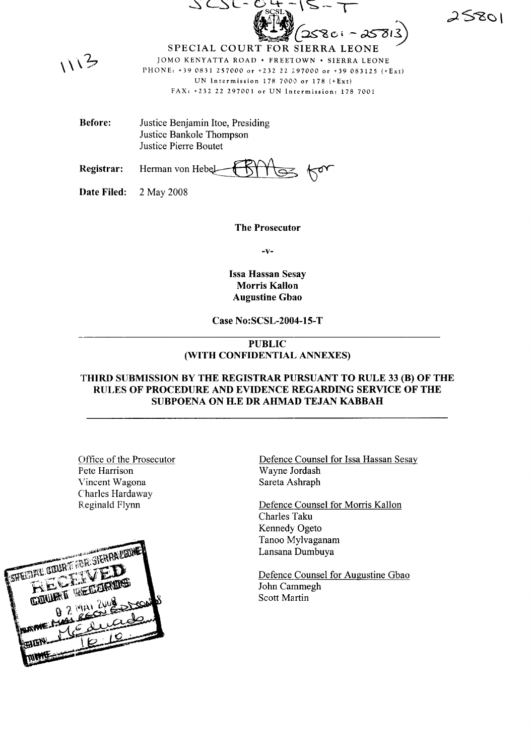SPECIAL COURT FOR SIERRA LEONE

JOMO KENYATTA ROAD • FREETOWN • SIERRA LEONE
PHONE: +39 0831 257000 or +232 22 297000 or +39 083125 (+Ext)
UN Intermission 178 7000 or 178 (+Ext)
FAX: +232 22 297001 or UN Intermission: 178 7001

**Before:** Justice Benjamin Itoe, Presiding
Justice Bankole Thompson
Justice Pierre Boutet

**Registrar:** Herman von Hebel

**Date Filed:** 2 May 2008

**The Prosecutor**

**-v-**

**Issa Hassan Sesay**
**Morris Kallon**
**Augustine Gbao**

**Case No:SCSL-2004-15-T**

**PUBLIC**
**(WITH CONFIDENTIAL ANNEXES)**

**THIRD SUBMISSION BY THE REGISTRAR PURSUANT TO RULE 33 (B) OF THE RULES OF PROCEDURE AND EVIDENCE REGARDING SERVICE OF THE SUBPOENA ON H.E DR AHMAD TEJAN KABBAH**

Office of the Prosecutor
Pete Harrison
Vincent Wagona
Charles Hardaway
Reginald Flynn

Defence Counsel for Issa Hassan Sesay
Wayne Jordash
Sareta Ashraph

Defence Counsel for Morris Kallon
Charles Taku
Kennedy Ogeto
Tanoo Mylvaganam
Lansana Dumbuya

Defence Counsel for Augustine Gbao
John Cammegh
Scott Martin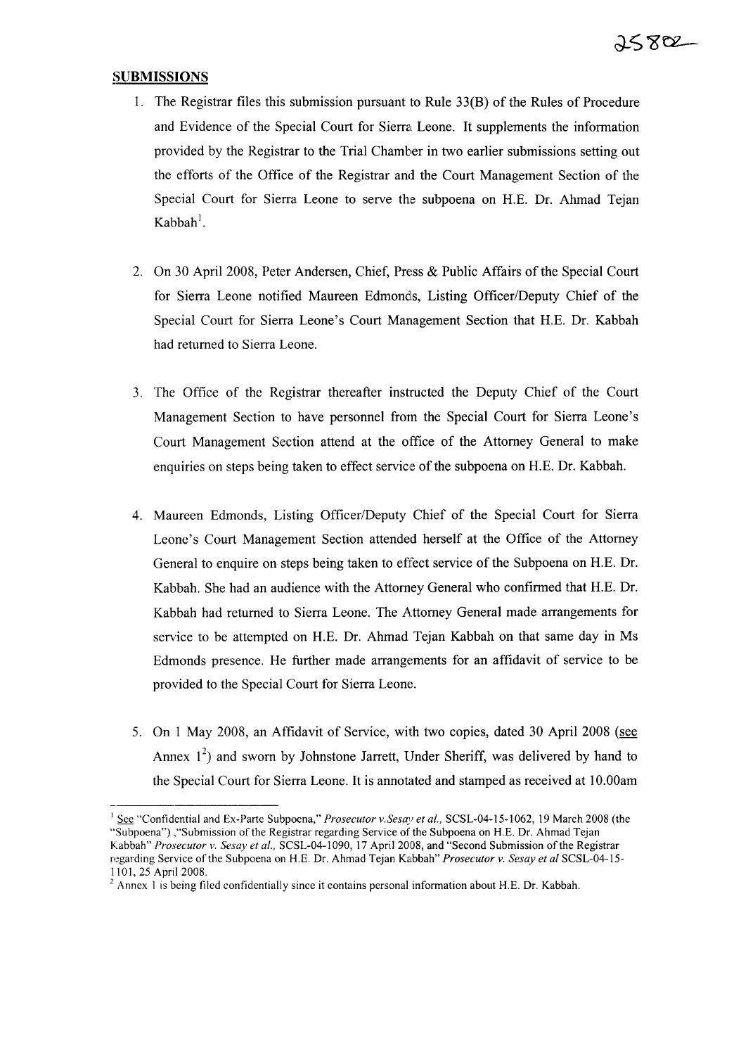## SUBMISSIONS

1. The Registrar files this submission pursuant to Rule 33(B) of the Rules of Procedure and Evidence of the Special Court for Sierra Leone. It supplements the information provided by the Registrar to the Trial Chamber in two earlier submissions setting out the efforts of the Office of the Registrar and the Court Management Section of the Special Court for Sierra Leone to serve the subpoena on H.E. Dr. Ahmad Tejan Kabbah[1].

2. On 30 April 2008, Peter Andersen, Chief, Press & Public Affairs of the Special Court for Sierra Leone notified Maureen Edmonds, Listing Officer/Deputy Chief of the Special Court for Sierra Leone's Court Management Section that H.E. Dr. Kabbah had returned to Sierra Leone.

3. The Office of the Registrar thereafter instructed the Deputy Chief of the Court Management Section to have personnel from the Special Court for Sierra Leone's Court Management Section attend at the office of the Attorney General to make enquiries on steps being taken to effect service of the subpoena on H.E. Dr. Kabbah.

4. Maureen Edmonds, Listing Officer/Deputy Chief of the Special Court for Sierra Leone's Court Management Section attended herself at the Office of the Attorney General to enquire on steps being taken to effect service of the Subpoena on H.E. Dr. Kabbah. She had an audience with the Attorney General who confirmed that H.E. Dr. Kabbah had returned to Sierra Leone. The Attorney General made arrangements for service to be attempted on H.E. Dr. Ahmad Tejan Kabbah on that same day in Ms Edmonds presence. He further made arrangements for an affidavit of service to be provided to the Special Court for Sierra Leone.

5. On 1 May 2008, an Affidavit of Service, with two copies, dated 30 April 2008 (see Annex 1[2]) and sworn by Johnstone Jarrett, Under Sheriff, was delivered by hand to the Special Court for Sierra Leone. It is annotated and stamped as received at 10.00am

---

[1] See "Confidential and Ex-Parte Subpoena," *Prosecutor v.Sesay et al.,* SCSL-04-15-1062, 19 March 2008 (the "Subpoena") ,"Submission of the Registrar regarding Service of the Subpoena on H.E. Dr. Ahmad Tejan Kabbah" *Prosecutor v. Sesay et al.,* SCSL-04-1090, 17 April 2008, and "Second Submission of the Registrar regarding Service of the Subpoena on H.E. Dr. Ahmad Tejan Kabbah" *Prosecutor v. Sesay et al* SCSL-04-15-1101, 25 April 2008.

[2] Annex 1 is being filed confidentially since it contains personal information about H.E. Dr. Kabbah.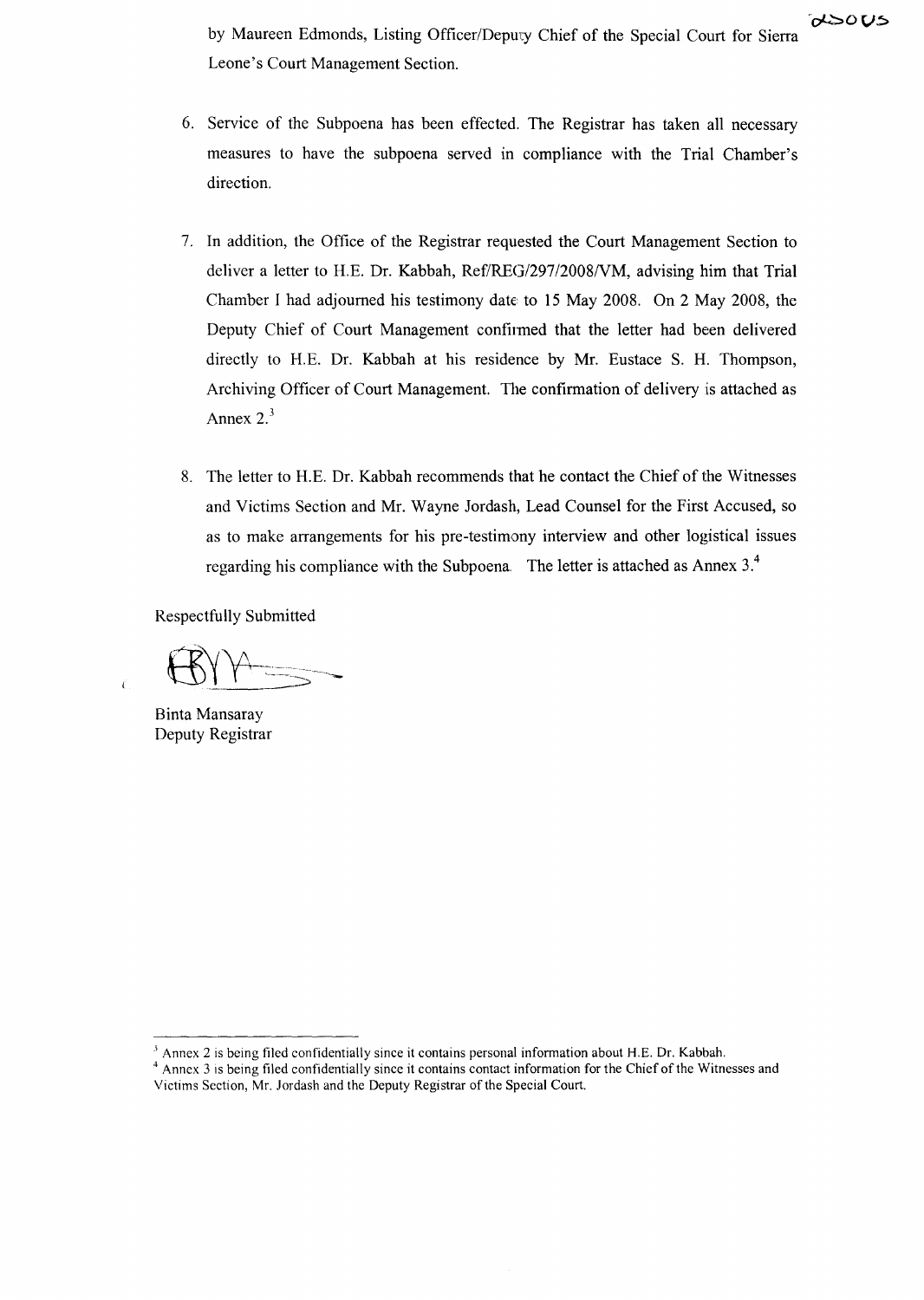by Maureen Edmonds, Listing Officer/Deputy Chief of the Special Court for Sierra Leone's Court Management Section.

6. Service of the Subpoena has been effected. The Registrar has taken all necessary measures to have the subpoena served in compliance with the Trial Chamber's direction.

7. In addition, the Office of the Registrar requested the Court Management Section to deliver a letter to H.E. Dr. Kabbah, Ref/REG/297/2008/VM, advising him that Trial Chamber I had adjourned his testimony date to 15 May 2008. On 2 May 2008, the Deputy Chief of Court Management confirmed that the letter had been delivered directly to H.E. Dr. Kabbah at his residence by Mr. Eustace S. H. Thompson, Archiving Officer of Court Management. The confirmation of delivery is attached as Annex 2.[3]

8. The letter to H.E. Dr. Kabbah recommends that he contact the Chief of the Witnesses and Victims Section and Mr. Wayne Jordash, Lead Counsel for the First Accused, so as to make arrangements for his pre-testimony interview and other logistical issues regarding his compliance with the Subpoena. The letter is attached as Annex 3.[4]

Respectfully Submitted

Binta Mansaray
Deputy Registrar

---

[3] Annex 2 is being filed confidentially since it contains personal information about H.E. Dr. Kabbah.

[4] Annex 3 is being filed confidentially since it contains contact information for the Chief of the Witnesses and Victims Section, Mr. Jordash and the Deputy Registrar of the Special Court.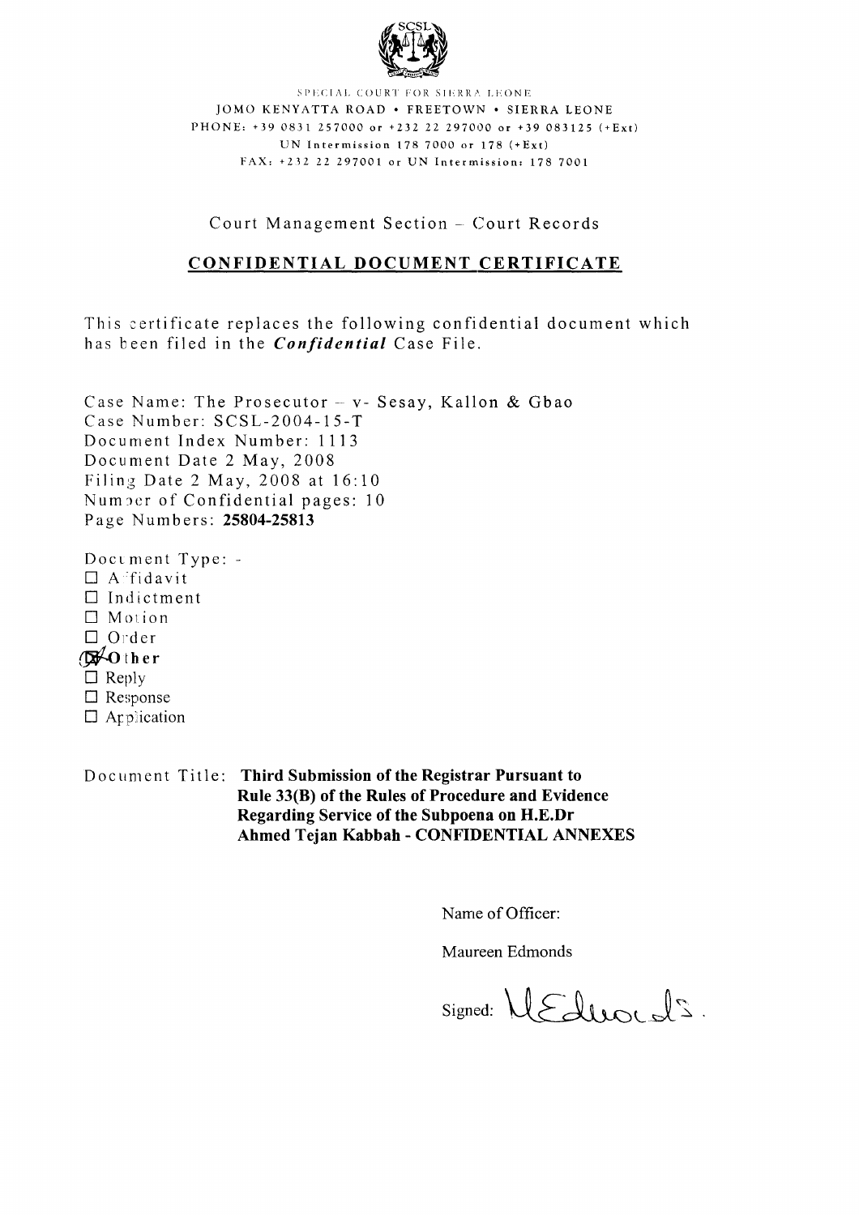SPECIAL COURT FOR SIERRA LEONE

JOMO KENYATTA ROAD • FREETOWN • SIERRA LEONE

PHONE: +39 0831 257000 or +232 22 297000 or +39 083125 (+Ext)

UN Intermission 178 7000 or 178 (+Ext)

FAX: +232 22 297001 or UN Intermission: 178 7001

Court Management Section – Court Records

## CONFIDENTIAL DOCUMENT CERTIFICATE

This certificate replaces the following confidential document which has been filed in the *Confidential* Case File.

Case Name: The Prosecutor – v- Sesay, Kallon & Gbao
Case Number: SCSL-2004-15-T
Document Index Number: 1113
Document Date 2 May, 2008
Filing Date 2 May, 2008 at 16:10
Number of Confidential pages: 10
Page Numbers: **25804-25813**

Document Type: -

- ☐ Affidavit
- ☐ Indictment
- ☐ Motion
- ☐ Order
- ☑ **Other**
- ☐ Reply
- ☐ Response
- ☐ Application

Document Title: **Third Submission of the Registrar Pursuant to Rule 33(B) of the Rules of Procedure and Evidence Regarding Service of the Subpoena on H.E.Dr Ahmed Tejan Kabbah - CONFIDENTIAL ANNEXES**

Name of Officer:

Maureen Edmonds

Signed: MEdmonds.